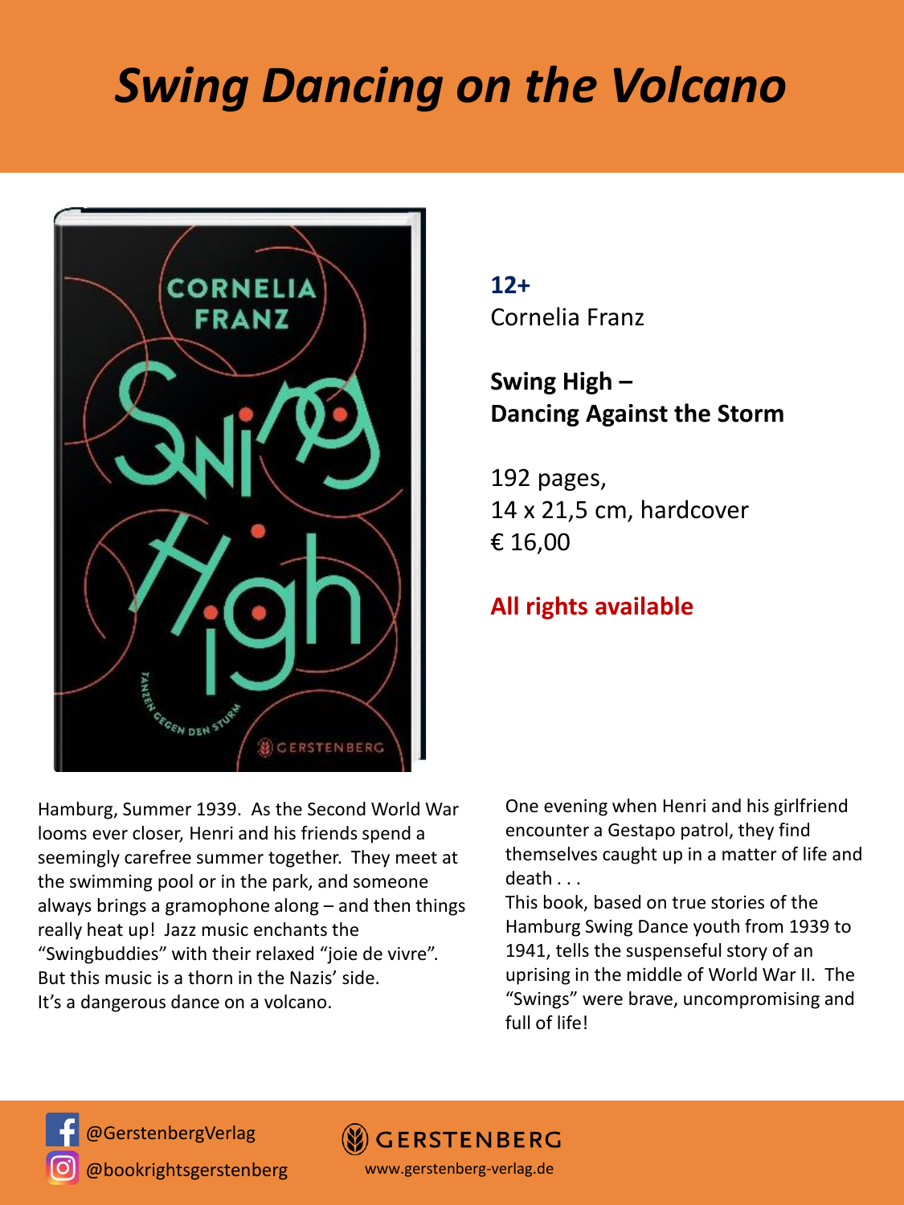# *Swing Dancing on the Volcano*

**12+**
Cornelia Franz

**Swing High –**
**Dancing Against the Storm**

192 pages,
14 x 21,5 cm, hardcover
€ 16,00

**All rights available**

Hamburg, Summer 1939. As the Second World War looms ever closer, Henri and his friends spend a seemingly carefree summer together. They meet at the swimming pool or in the park, and someone always brings a gramophone along – and then things really heat up! Jazz music enchants the "Swingbuddies" with their relaxed "joie de vivre". But this music is a thorn in the Nazis' side.
It's a dangerous dance on a volcano.

One evening when Henri and his girlfriend encounter a Gestapo patrol, they find themselves caught up in a matter of life and death . . .
This book, based on true stories of the Hamburg Swing Dance youth from 1939 to 1941, tells the suspenseful story of an uprising in the middle of World War II. The "Swings" were brave, uncompromising and full of life!

@GerstenbergVerlag
@bookrightsgerstenberg

GERSTENBERG
www.gerstenberg-verlag.de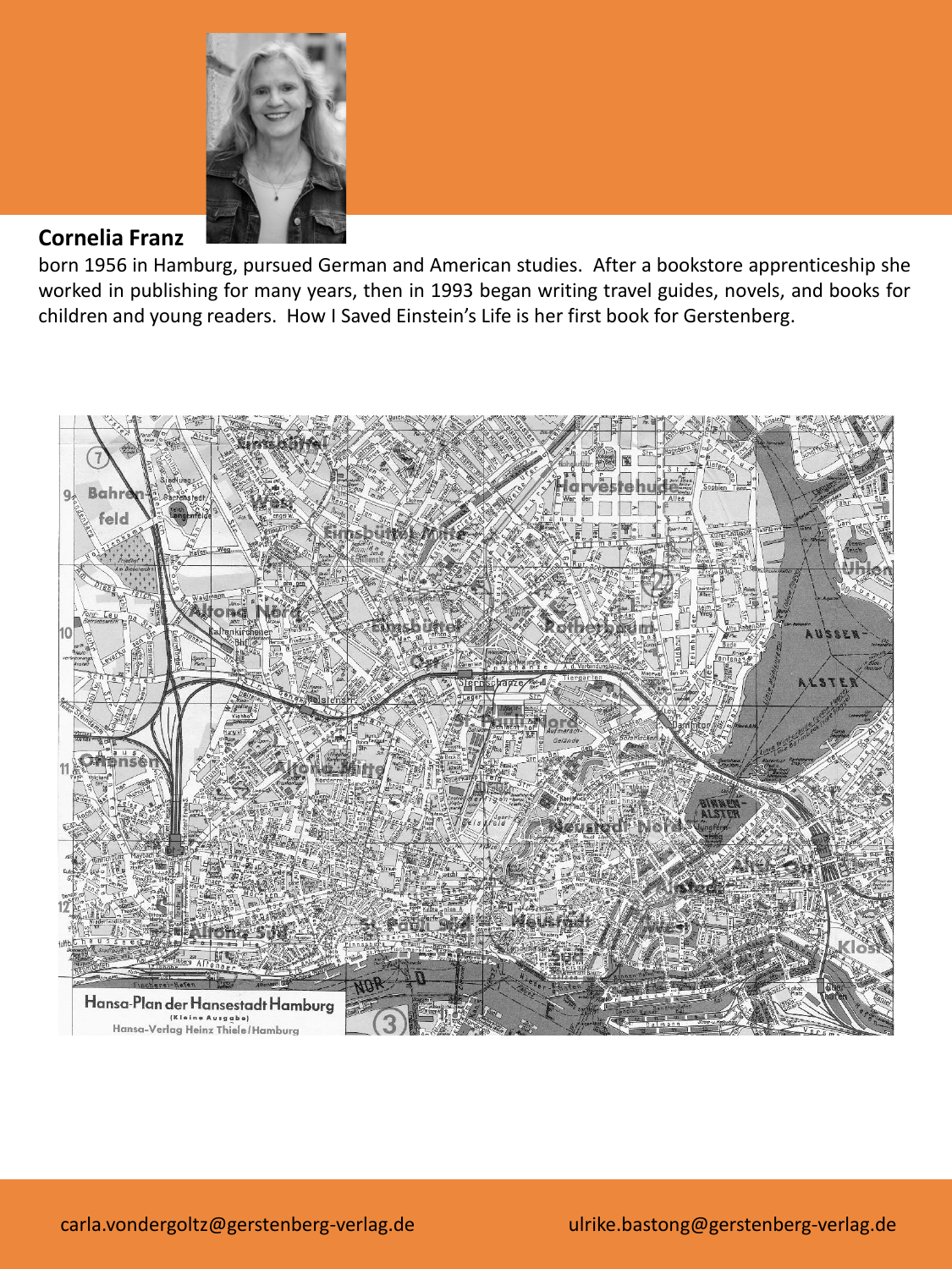**Cornelia Franz**

born 1956 in Hamburg, pursued German and American studies. After a bookstore apprenticeship she worked in publishing for many years, then in 1993 began writing travel guides, novels, and books for children and young readers. How I Saved Einstein's Life is her first book for Gerstenberg.

carla.vondergoltz@gerstenberg-verlag.de

ulrike.bastong@gerstenberg-verlag.de